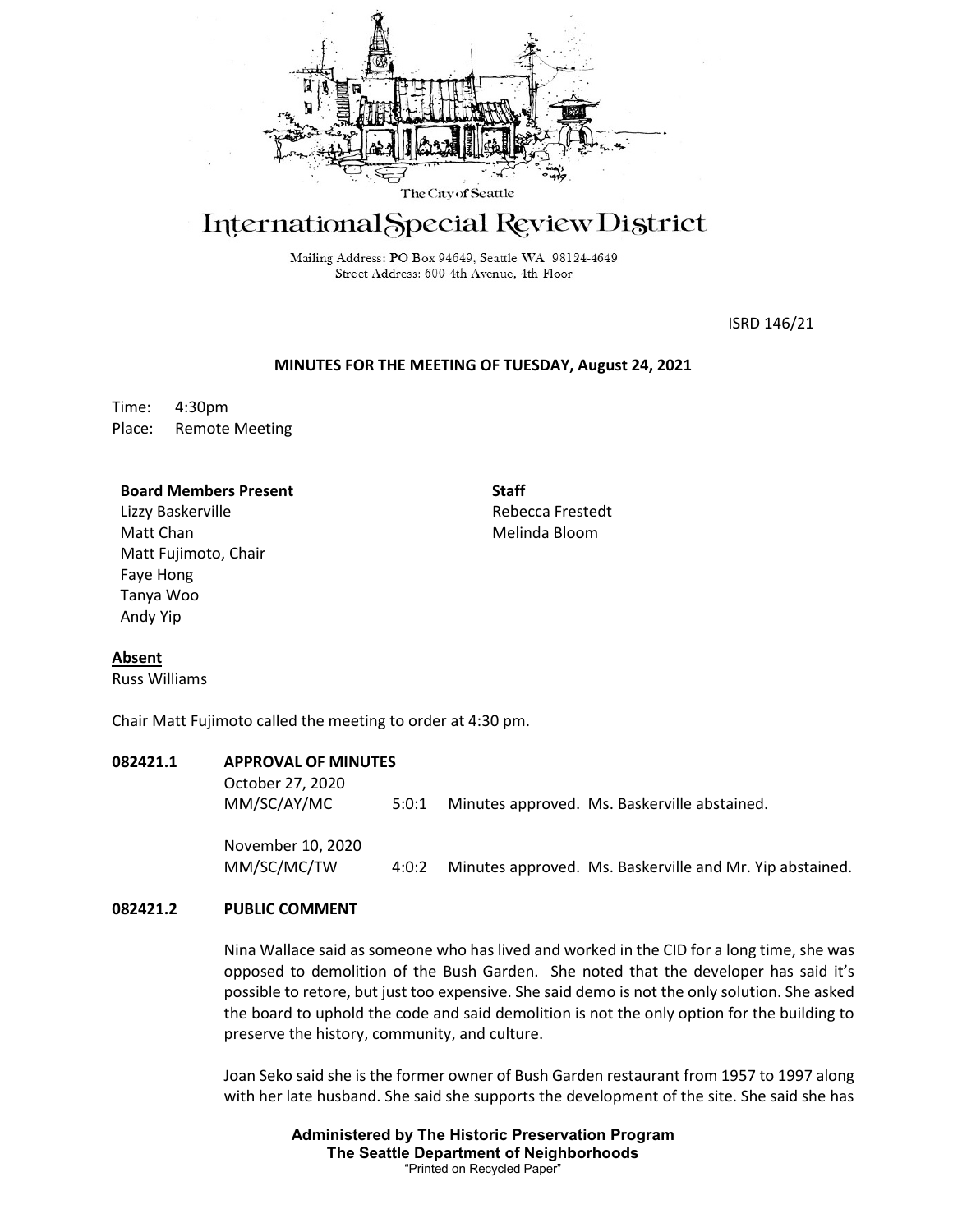The City of Seattle

# International Special Review District

Mailing Address: PO Box 94649, Seattle WA 98124-4649
Street Address: 600 4th Avenue, 4th Floor

ISRD 146/21

**MINUTES FOR THE MEETING OF TUESDAY, August 24, 2021**

Time: 4:30pm
Place: Remote Meeting

**Board Members Present**
Lizzy Baskerville
Matt Chan
Matt Fujimoto, Chair
Faye Hong
Tanya Woo
Andy Yip

**Staff**
Rebecca Frestedt
Melinda Bloom

**Absent**
Russ Williams

Chair Matt Fujimoto called the meeting to order at 4:30 pm.

**082421.1 APPROVAL OF MINUTES**

October 27, 2020
MM/SC/AY/MC 5:0:1 Minutes approved. Ms. Baskerville abstained.

November 10, 2020
MM/SC/MC/TW 4:0:2 Minutes approved. Ms. Baskerville and Mr. Yip abstained.

**082421.2 PUBLIC COMMENT**

Nina Wallace said as someone who has lived and worked in the CID for a long time, she was opposed to demolition of the Bush Garden. She noted that the developer has said it's possible to retore, but just too expensive. She said demo is not the only solution. She asked the board to uphold the code and said demolition is not the only option for the building to preserve the history, community, and culture.

Joan Seko said she is the former owner of Bush Garden restaurant from 1957 to 1997 along with her late husband. She said she supports the development of the site. She said she has

**Administered by The Historic Preservation Program**
**The Seattle Department of Neighborhoods**
"Printed on Recycled Paper"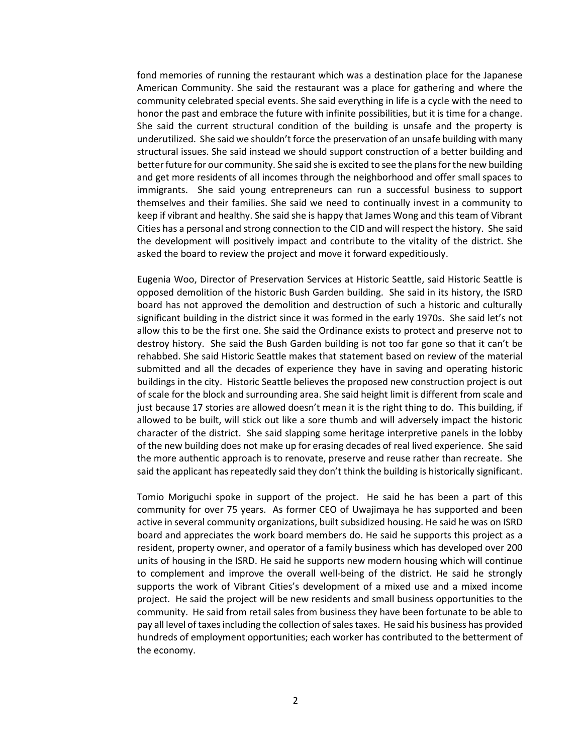fond memories of running the restaurant which was a destination place for the Japanese American Community. She said the restaurant was a place for gathering and where the community celebrated special events. She said everything in life is a cycle with the need to honor the past and embrace the future with infinite possibilities, but it is time for a change. She said the current structural condition of the building is unsafe and the property is underutilized. She said we shouldn't force the preservation of an unsafe building with many structural issues. She said instead we should support construction of a better building and better future for our community. She said she is excited to see the plans for the new building and get more residents of all incomes through the neighborhood and offer small spaces to immigrants. She said young entrepreneurs can run a successful business to support themselves and their families. She said we need to continually invest in a community to keep if vibrant and healthy. She said she is happy that James Wong and this team of Vibrant Cities has a personal and strong connection to the CID and will respect the history. She said the development will positively impact and contribute to the vitality of the district. She asked the board to review the project and move it forward expeditiously.

Eugenia Woo, Director of Preservation Services at Historic Seattle, said Historic Seattle is opposed demolition of the historic Bush Garden building. She said in its history, the ISRD board has not approved the demolition and destruction of such a historic and culturally significant building in the district since it was formed in the early 1970s. She said let's not allow this to be the first one. She said the Ordinance exists to protect and preserve not to destroy history. She said the Bush Garden building is not too far gone so that it can't be rehabbed. She said Historic Seattle makes that statement based on review of the material submitted and all the decades of experience they have in saving and operating historic buildings in the city. Historic Seattle believes the proposed new construction project is out of scale for the block and surrounding area. She said height limit is different from scale and just because 17 stories are allowed doesn't mean it is the right thing to do. This building, if allowed to be built, will stick out like a sore thumb and will adversely impact the historic character of the district. She said slapping some heritage interpretive panels in the lobby of the new building does not make up for erasing decades of real lived experience. She said the more authentic approach is to renovate, preserve and reuse rather than recreate. She said the applicant has repeatedly said they don't think the building is historically significant.

Tomio Moriguchi spoke in support of the project. He said he has been a part of this community for over 75 years. As former CEO of Uwajimaya he has supported and been active in several community organizations, built subsidized housing. He said he was on ISRD board and appreciates the work board members do. He said he supports this project as a resident, property owner, and operator of a family business which has developed over 200 units of housing in the ISRD. He said he supports new modern housing which will continue to complement and improve the overall well-being of the district. He said he strongly supports the work of Vibrant Cities's development of a mixed use and a mixed income project. He said the project will be new residents and small business opportunities to the community. He said from retail sales from business they have been fortunate to be able to pay all level of taxes including the collection of sales taxes. He said his business has provided hundreds of employment opportunities; each worker has contributed to the betterment of the economy.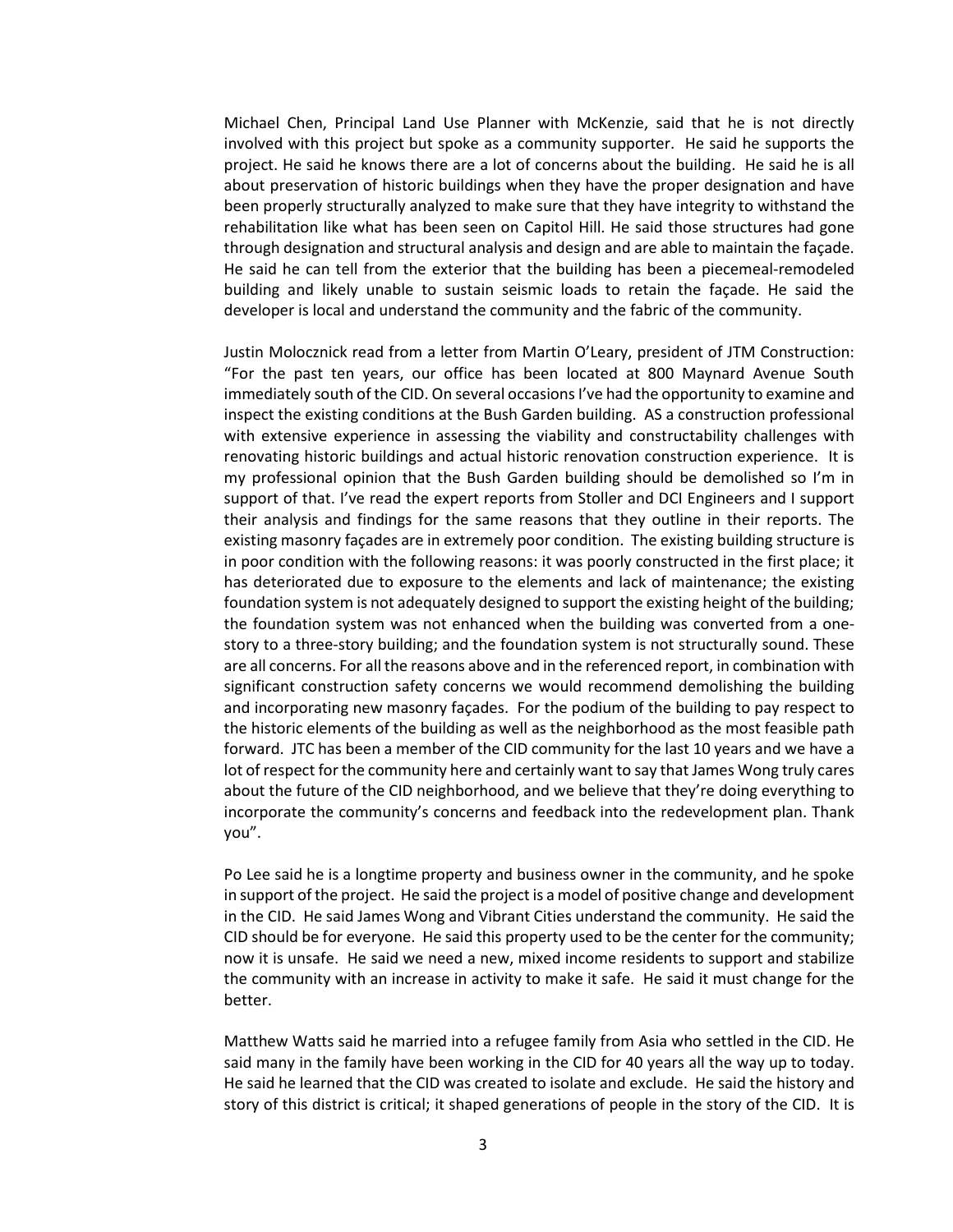Michael Chen, Principal Land Use Planner with McKenzie, said that he is not directly involved with this project but spoke as a community supporter. He said he supports the project. He said he knows there are a lot of concerns about the building. He said he is all about preservation of historic buildings when they have the proper designation and have been properly structurally analyzed to make sure that they have integrity to withstand the rehabilitation like what has been seen on Capitol Hill. He said those structures had gone through designation and structural analysis and design and are able to maintain the façade. He said he can tell from the exterior that the building has been a piecemeal-remodeled building and likely unable to sustain seismic loads to retain the façade. He said the developer is local and understand the community and the fabric of the community.

Justin Molocznick read from a letter from Martin O'Leary, president of JTM Construction: "For the past ten years, our office has been located at 800 Maynard Avenue South immediately south of the CID. On several occasions I've had the opportunity to examine and inspect the existing conditions at the Bush Garden building. AS a construction professional with extensive experience in assessing the viability and constructability challenges with renovating historic buildings and actual historic renovation construction experience. It is my professional opinion that the Bush Garden building should be demolished so I'm in support of that. I've read the expert reports from Stoller and DCI Engineers and I support their analysis and findings for the same reasons that they outline in their reports. The existing masonry façades are in extremely poor condition. The existing building structure is in poor condition with the following reasons: it was poorly constructed in the first place; it has deteriorated due to exposure to the elements and lack of maintenance; the existing foundation system is not adequately designed to support the existing height of the building; the foundation system was not enhanced when the building was converted from a one-story to a three-story building; and the foundation system is not structurally sound. These are all concerns. For all the reasons above and in the referenced report, in combination with significant construction safety concerns we would recommend demolishing the building and incorporating new masonry façades. For the podium of the building to pay respect to the historic elements of the building as well as the neighborhood as the most feasible path forward. JTC has been a member of the CID community for the last 10 years and we have a lot of respect for the community here and certainly want to say that James Wong truly cares about the future of the CID neighborhood, and we believe that they're doing everything to incorporate the community's concerns and feedback into the redevelopment plan. Thank you".

Po Lee said he is a longtime property and business owner in the community, and he spoke in support of the project. He said the project is a model of positive change and development in the CID. He said James Wong and Vibrant Cities understand the community. He said the CID should be for everyone. He said this property used to be the center for the community; now it is unsafe. He said we need a new, mixed income residents to support and stabilize the community with an increase in activity to make it safe. He said it must change for the better.

Matthew Watts said he married into a refugee family from Asia who settled in the CID. He said many in the family have been working in the CID for 40 years all the way up to today. He said he learned that the CID was created to isolate and exclude. He said the history and story of this district is critical; it shaped generations of people in the story of the CID. It is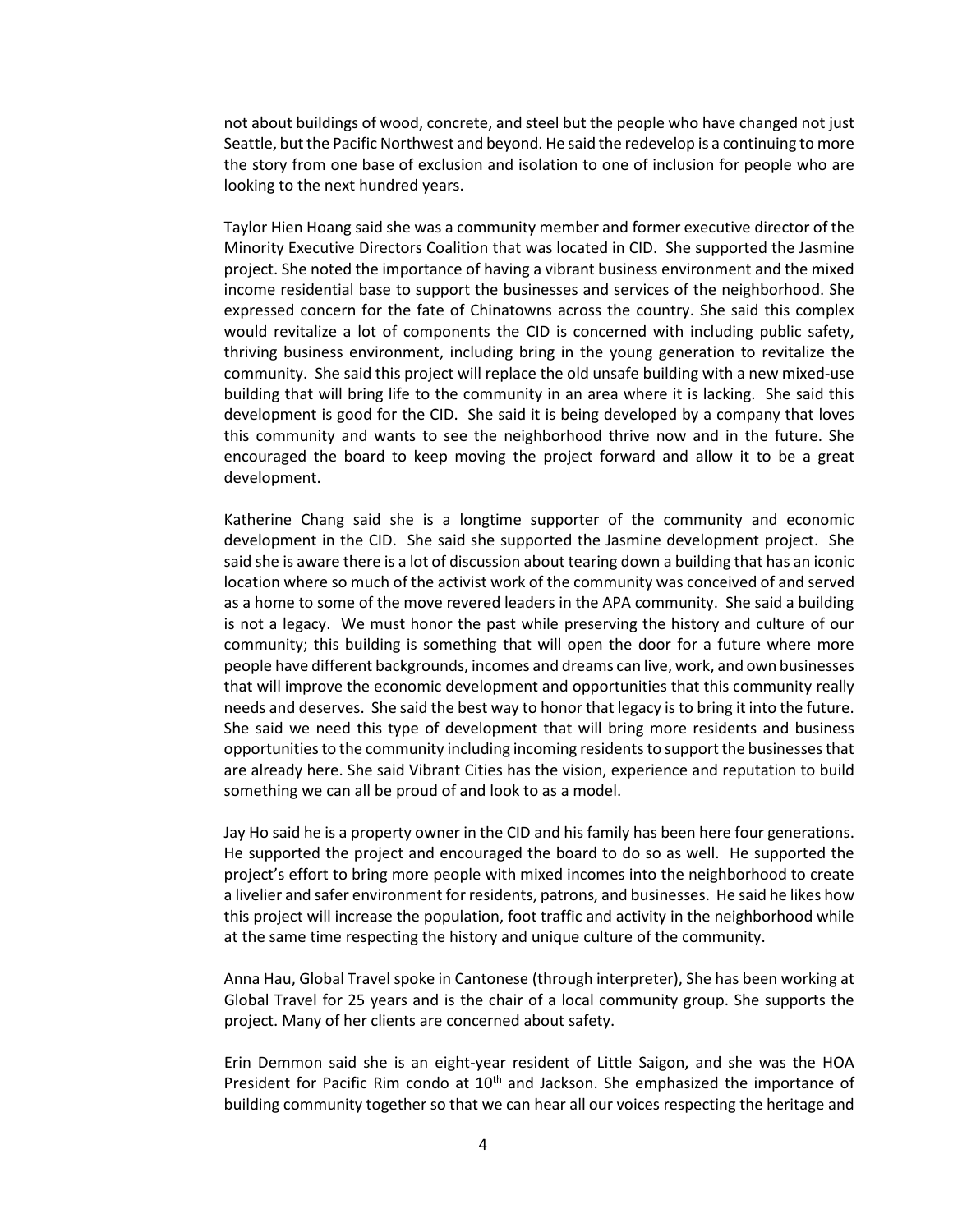not about buildings of wood, concrete, and steel but the people who have changed not just Seattle, but the Pacific Northwest and beyond. He said the redevelop is a continuing to more the story from one base of exclusion and isolation to one of inclusion for people who are looking to the next hundred years.

Taylor Hien Hoang said she was a community member and former executive director of the Minority Executive Directors Coalition that was located in CID. She supported the Jasmine project. She noted the importance of having a vibrant business environment and the mixed income residential base to support the businesses and services of the neighborhood. She expressed concern for the fate of Chinatowns across the country. She said this complex would revitalize a lot of components the CID is concerned with including public safety, thriving business environment, including bring in the young generation to revitalize the community. She said this project will replace the old unsafe building with a new mixed-use building that will bring life to the community in an area where it is lacking. She said this development is good for the CID. She said it is being developed by a company that loves this community and wants to see the neighborhood thrive now and in the future. She encouraged the board to keep moving the project forward and allow it to be a great development.

Katherine Chang said she is a longtime supporter of the community and economic development in the CID. She said she supported the Jasmine development project. She said she is aware there is a lot of discussion about tearing down a building that has an iconic location where so much of the activist work of the community was conceived of and served as a home to some of the move revered leaders in the APA community. She said a building is not a legacy. We must honor the past while preserving the history and culture of our community; this building is something that will open the door for a future where more people have different backgrounds, incomes and dreams can live, work, and own businesses that will improve the economic development and opportunities that this community really needs and deserves. She said the best way to honor that legacy is to bring it into the future. She said we need this type of development that will bring more residents and business opportunities to the community including incoming residents to support the businesses that are already here. She said Vibrant Cities has the vision, experience and reputation to build something we can all be proud of and look to as a model.

Jay Ho said he is a property owner in the CID and his family has been here four generations. He supported the project and encouraged the board to do so as well. He supported the project's effort to bring more people with mixed incomes into the neighborhood to create a livelier and safer environment for residents, patrons, and businesses. He said he likes how this project will increase the population, foot traffic and activity in the neighborhood while at the same time respecting the history and unique culture of the community.

Anna Hau, Global Travel spoke in Cantonese (through interpreter), She has been working at Global Travel for 25 years and is the chair of a local community group. She supports the project. Many of her clients are concerned about safety.

Erin Demmon said she is an eight-year resident of Little Saigon, and she was the HOA President for Pacific Rim condo at 10th and Jackson. She emphasized the importance of building community together so that we can hear all our voices respecting the heritage and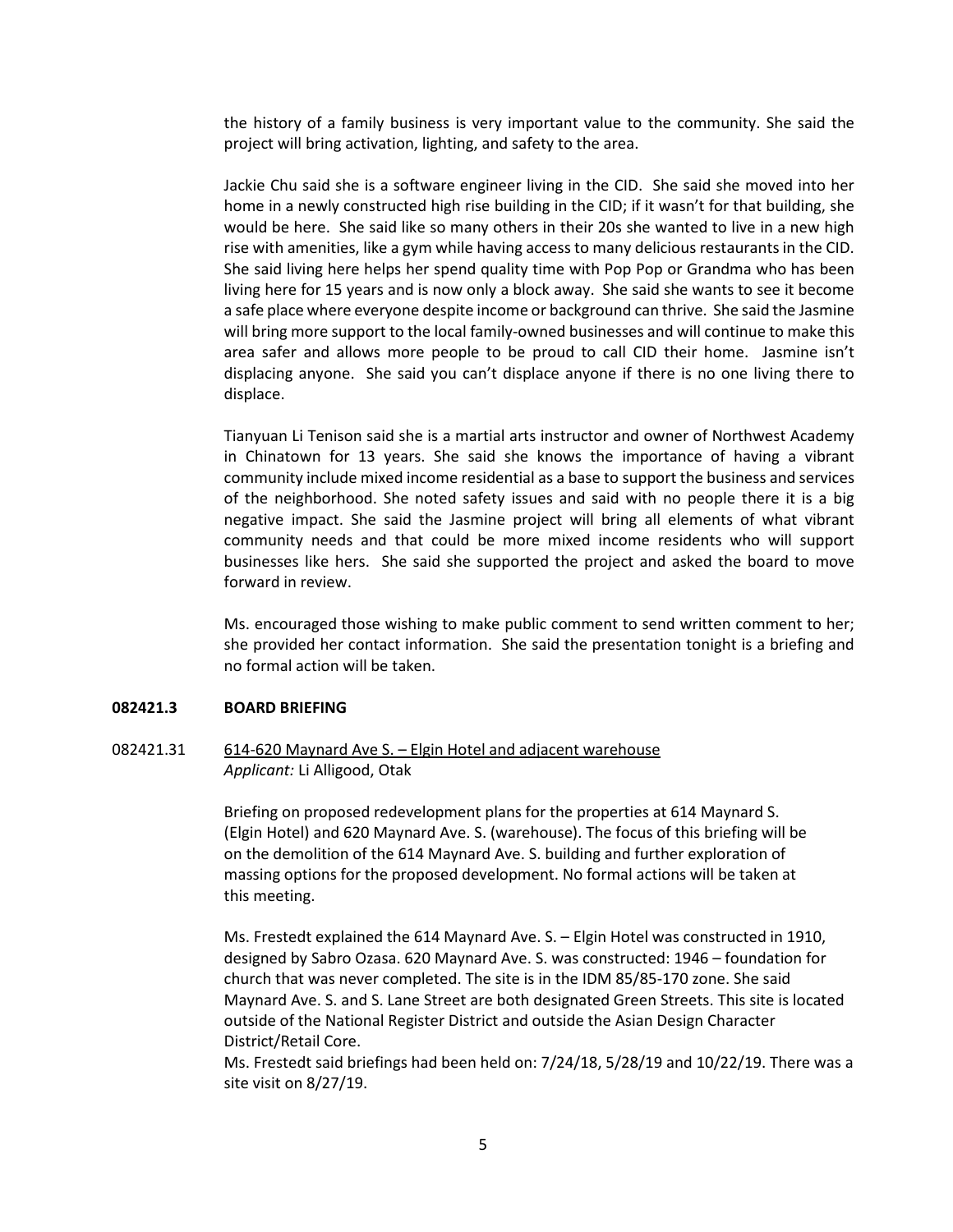the history of a family business is very important value to the community. She said the project will bring activation, lighting, and safety to the area.

Jackie Chu said she is a software engineer living in the CID. She said she moved into her home in a newly constructed high rise building in the CID; if it wasn't for that building, she would be here. She said like so many others in their 20s she wanted to live in a new high rise with amenities, like a gym while having access to many delicious restaurants in the CID. She said living here helps her spend quality time with Pop Pop or Grandma who has been living here for 15 years and is now only a block away. She said she wants to see it become a safe place where everyone despite income or background can thrive. She said the Jasmine will bring more support to the local family-owned businesses and will continue to make this area safer and allows more people to be proud to call CID their home. Jasmine isn't displacing anyone. She said you can't displace anyone if there is no one living there to displace.

Tianyuan Li Tenison said she is a martial arts instructor and owner of Northwest Academy in Chinatown for 13 years. She said she knows the importance of having a vibrant community include mixed income residential as a base to support the business and services of the neighborhood. She noted safety issues and said with no people there it is a big negative impact. She said the Jasmine project will bring all elements of what vibrant community needs and that could be more mixed income residents who will support businesses like hers. She said she supported the project and asked the board to move forward in review.

Ms. encouraged those wishing to make public comment to send written comment to her; she provided her contact information. She said the presentation tonight is a briefing and no formal action will be taken.

**082421.3 BOARD BRIEFING**

082421.31 614-620 Maynard Ave S. – Elgin Hotel and adjacent warehouse
*Applicant:* Li Alligood, Otak

Briefing on proposed redevelopment plans for the properties at 614 Maynard S. (Elgin Hotel) and 620 Maynard Ave. S. (warehouse). The focus of this briefing will be on the demolition of the 614 Maynard Ave. S. building and further exploration of massing options for the proposed development. No formal actions will be taken at this meeting.

Ms. Frestedt explained the 614 Maynard Ave. S. – Elgin Hotel was constructed in 1910, designed by Sabro Ozasa. 620 Maynard Ave. S. was constructed: 1946 – foundation for church that was never completed. The site is in the IDM 85/85-170 zone. She said Maynard Ave. S. and S. Lane Street are both designated Green Streets. This site is located outside of the National Register District and outside the Asian Design Character District/Retail Core.

Ms. Frestedt said briefings had been held on: 7/24/18, 5/28/19 and 10/22/19. There was a site visit on 8/27/19.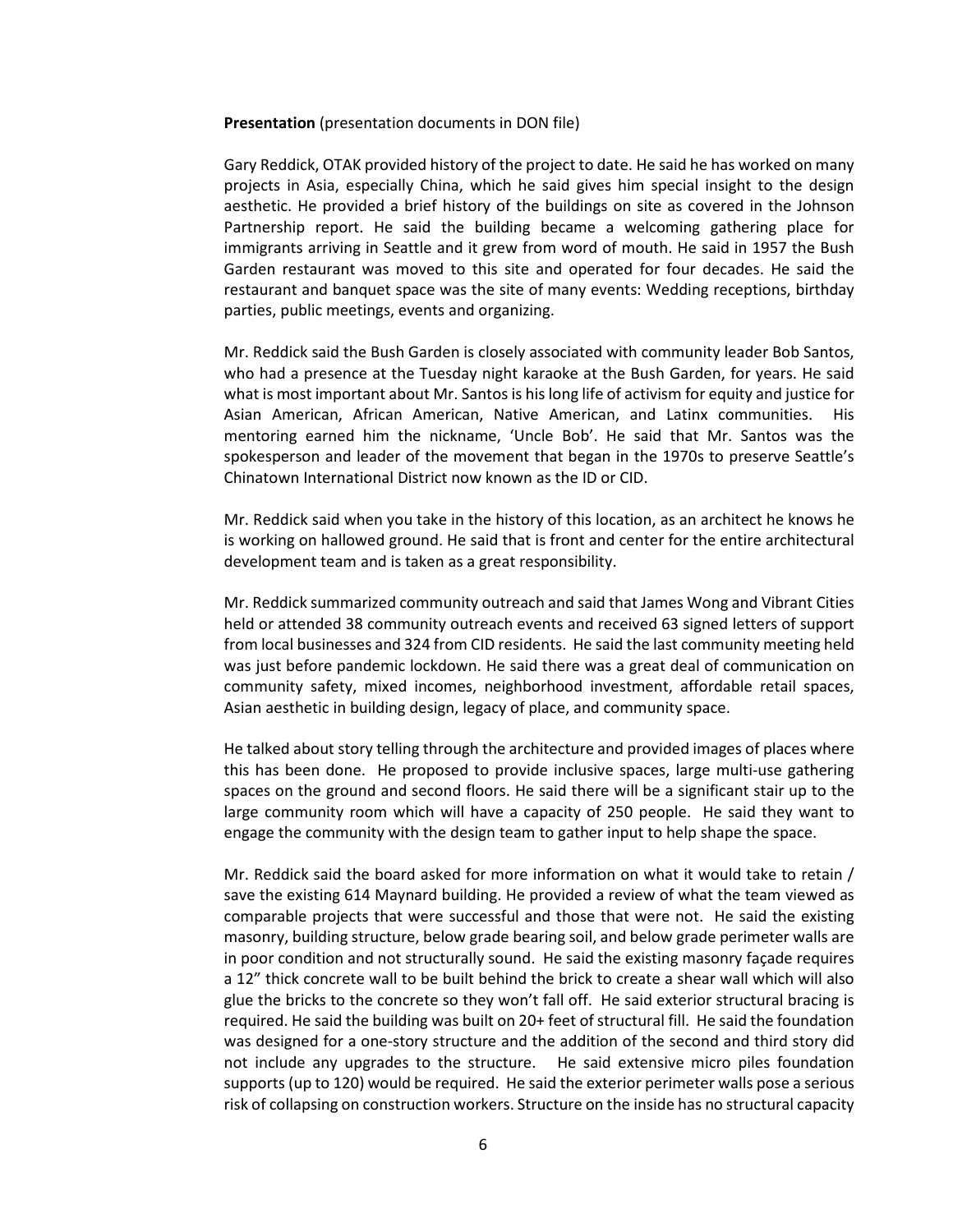**Presentation** (presentation documents in DON file)

Gary Reddick, OTAK provided history of the project to date. He said he has worked on many projects in Asia, especially China, which he said gives him special insight to the design aesthetic. He provided a brief history of the buildings on site as covered in the Johnson Partnership report. He said the building became a welcoming gathering place for immigrants arriving in Seattle and it grew from word of mouth. He said in 1957 the Bush Garden restaurant was moved to this site and operated for four decades. He said the restaurant and banquet space was the site of many events: Wedding receptions, birthday parties, public meetings, events and organizing.

Mr. Reddick said the Bush Garden is closely associated with community leader Bob Santos, who had a presence at the Tuesday night karaoke at the Bush Garden, for years. He said what is most important about Mr. Santos is his long life of activism for equity and justice for Asian American, African American, Native American, and Latinx communities. His mentoring earned him the nickname, 'Uncle Bob'. He said that Mr. Santos was the spokesperson and leader of the movement that began in the 1970s to preserve Seattle's Chinatown International District now known as the ID or CID.

Mr. Reddick said when you take in the history of this location, as an architect he knows he is working on hallowed ground. He said that is front and center for the entire architectural development team and is taken as a great responsibility.

Mr. Reddick summarized community outreach and said that James Wong and Vibrant Cities held or attended 38 community outreach events and received 63 signed letters of support from local businesses and 324 from CID residents. He said the last community meeting held was just before pandemic lockdown. He said there was a great deal of communication on community safety, mixed incomes, neighborhood investment, affordable retail spaces, Asian aesthetic in building design, legacy of place, and community space.

He talked about story telling through the architecture and provided images of places where this has been done. He proposed to provide inclusive spaces, large multi-use gathering spaces on the ground and second floors. He said there will be a significant stair up to the large community room which will have a capacity of 250 people. He said they want to engage the community with the design team to gather input to help shape the space.

Mr. Reddick said the board asked for more information on what it would take to retain / save the existing 614 Maynard building. He provided a review of what the team viewed as comparable projects that were successful and those that were not. He said the existing masonry, building structure, below grade bearing soil, and below grade perimeter walls are in poor condition and not structurally sound. He said the existing masonry façade requires a 12" thick concrete wall to be built behind the brick to create a shear wall which will also glue the bricks to the concrete so they won't fall off. He said exterior structural bracing is required. He said the building was built on 20+ feet of structural fill. He said the foundation was designed for a one-story structure and the addition of the second and third story did not include any upgrades to the structure. He said extensive micro piles foundation supports (up to 120) would be required. He said the exterior perimeter walls pose a serious risk of collapsing on construction workers. Structure on the inside has no structural capacity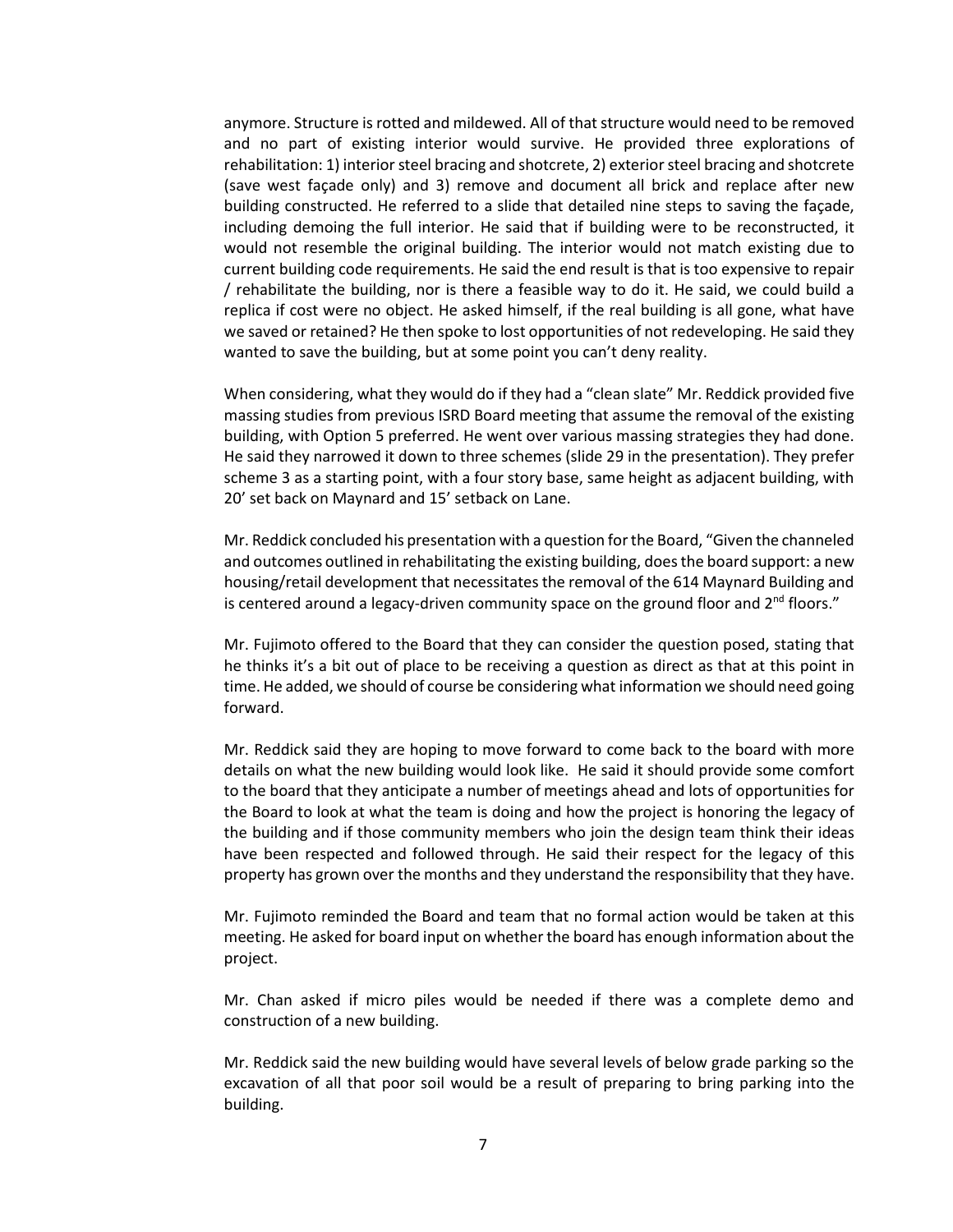anymore. Structure is rotted and mildewed. All of that structure would need to be removed and no part of existing interior would survive. He provided three explorations of rehabilitation: 1) interior steel bracing and shotcrete, 2) exterior steel bracing and shotcrete (save west façade only) and 3) remove and document all brick and replace after new building constructed. He referred to a slide that detailed nine steps to saving the façade, including demoing the full interior. He said that if building were to be reconstructed, it would not resemble the original building. The interior would not match existing due to current building code requirements. He said the end result is that is too expensive to repair / rehabilitate the building, nor is there a feasible way to do it. He said, we could build a replica if cost were no object. He asked himself, if the real building is all gone, what have we saved or retained? He then spoke to lost opportunities of not redeveloping. He said they wanted to save the building, but at some point you can't deny reality.

When considering, what they would do if they had a "clean slate" Mr. Reddick provided five massing studies from previous ISRD Board meeting that assume the removal of the existing building, with Option 5 preferred. He went over various massing strategies they had done. He said they narrowed it down to three schemes (slide 29 in the presentation). They prefer scheme 3 as a starting point, with a four story base, same height as adjacent building, with 20' set back on Maynard and 15' setback on Lane.

Mr. Reddick concluded his presentation with a question for the Board, "Given the channeled and outcomes outlined in rehabilitating the existing building, does the board support: a new housing/retail development that necessitates the removal of the 614 Maynard Building and is centered around a legacy-driven community space on the ground floor and 2nd floors."

Mr. Fujimoto offered to the Board that they can consider the question posed, stating that he thinks it's a bit out of place to be receiving a question as direct as that at this point in time. He added, we should of course be considering what information we should need going forward.

Mr. Reddick said they are hoping to move forward to come back to the board with more details on what the new building would look like. He said it should provide some comfort to the board that they anticipate a number of meetings ahead and lots of opportunities for the Board to look at what the team is doing and how the project is honoring the legacy of the building and if those community members who join the design team think their ideas have been respected and followed through. He said their respect for the legacy of this property has grown over the months and they understand the responsibility that they have.

Mr. Fujimoto reminded the Board and team that no formal action would be taken at this meeting. He asked for board input on whether the board has enough information about the project.

Mr. Chan asked if micro piles would be needed if there was a complete demo and construction of a new building.

Mr. Reddick said the new building would have several levels of below grade parking so the excavation of all that poor soil would be a result of preparing to bring parking into the building.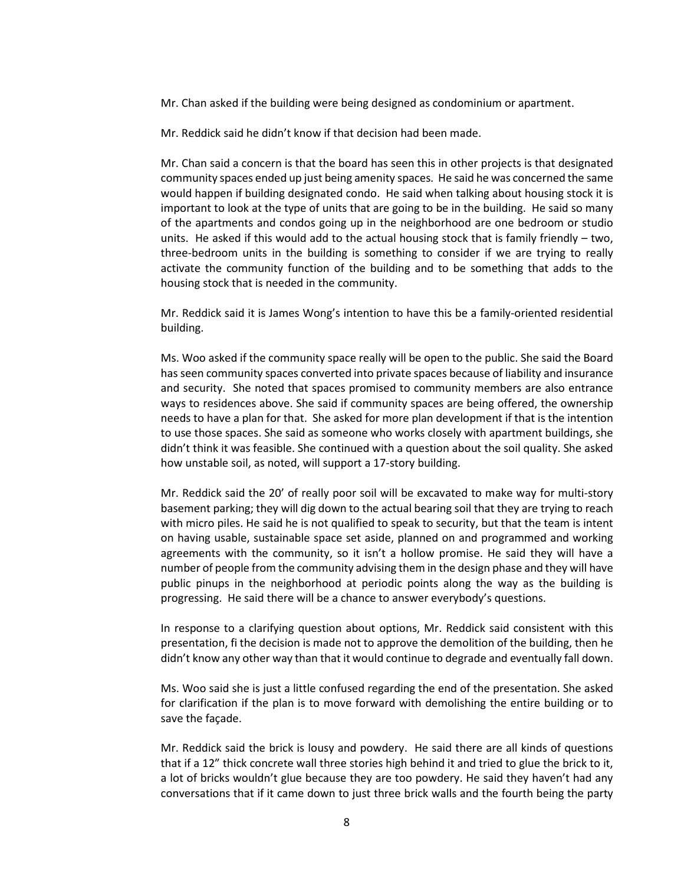Mr. Chan asked if the building were being designed as condominium or apartment.

Mr. Reddick said he didn't know if that decision had been made.

Mr. Chan said a concern is that the board has seen this in other projects is that designated community spaces ended up just being amenity spaces. He said he was concerned the same would happen if building designated condo. He said when talking about housing stock it is important to look at the type of units that are going to be in the building. He said so many of the apartments and condos going up in the neighborhood are one bedroom or studio units. He asked if this would add to the actual housing stock that is family friendly – two, three-bedroom units in the building is something to consider if we are trying to really activate the community function of the building and to be something that adds to the housing stock that is needed in the community.

Mr. Reddick said it is James Wong's intention to have this be a family-oriented residential building.

Ms. Woo asked if the community space really will be open to the public. She said the Board has seen community spaces converted into private spaces because of liability and insurance and security. She noted that spaces promised to community members are also entrance ways to residences above. She said if community spaces are being offered, the ownership needs to have a plan for that. She asked for more plan development if that is the intention to use those spaces. She said as someone who works closely with apartment buildings, she didn't think it was feasible. She continued with a question about the soil quality. She asked how unstable soil, as noted, will support a 17-story building.

Mr. Reddick said the 20' of really poor soil will be excavated to make way for multi-story basement parking; they will dig down to the actual bearing soil that they are trying to reach with micro piles. He said he is not qualified to speak to security, but that the team is intent on having usable, sustainable space set aside, planned on and programmed and working agreements with the community, so it isn't a hollow promise. He said they will have a number of people from the community advising them in the design phase and they will have public pinups in the neighborhood at periodic points along the way as the building is progressing. He said there will be a chance to answer everybody's questions.

In response to a clarifying question about options, Mr. Reddick said consistent with this presentation, fi the decision is made not to approve the demolition of the building, then he didn't know any other way than that it would continue to degrade and eventually fall down.

Ms. Woo said she is just a little confused regarding the end of the presentation. She asked for clarification if the plan is to move forward with demolishing the entire building or to save the façade.

Mr. Reddick said the brick is lousy and powdery. He said there are all kinds of questions that if a 12" thick concrete wall three stories high behind it and tried to glue the brick to it, a lot of bricks wouldn't glue because they are too powdery. He said they haven't had any conversations that if it came down to just three brick walls and the fourth being the party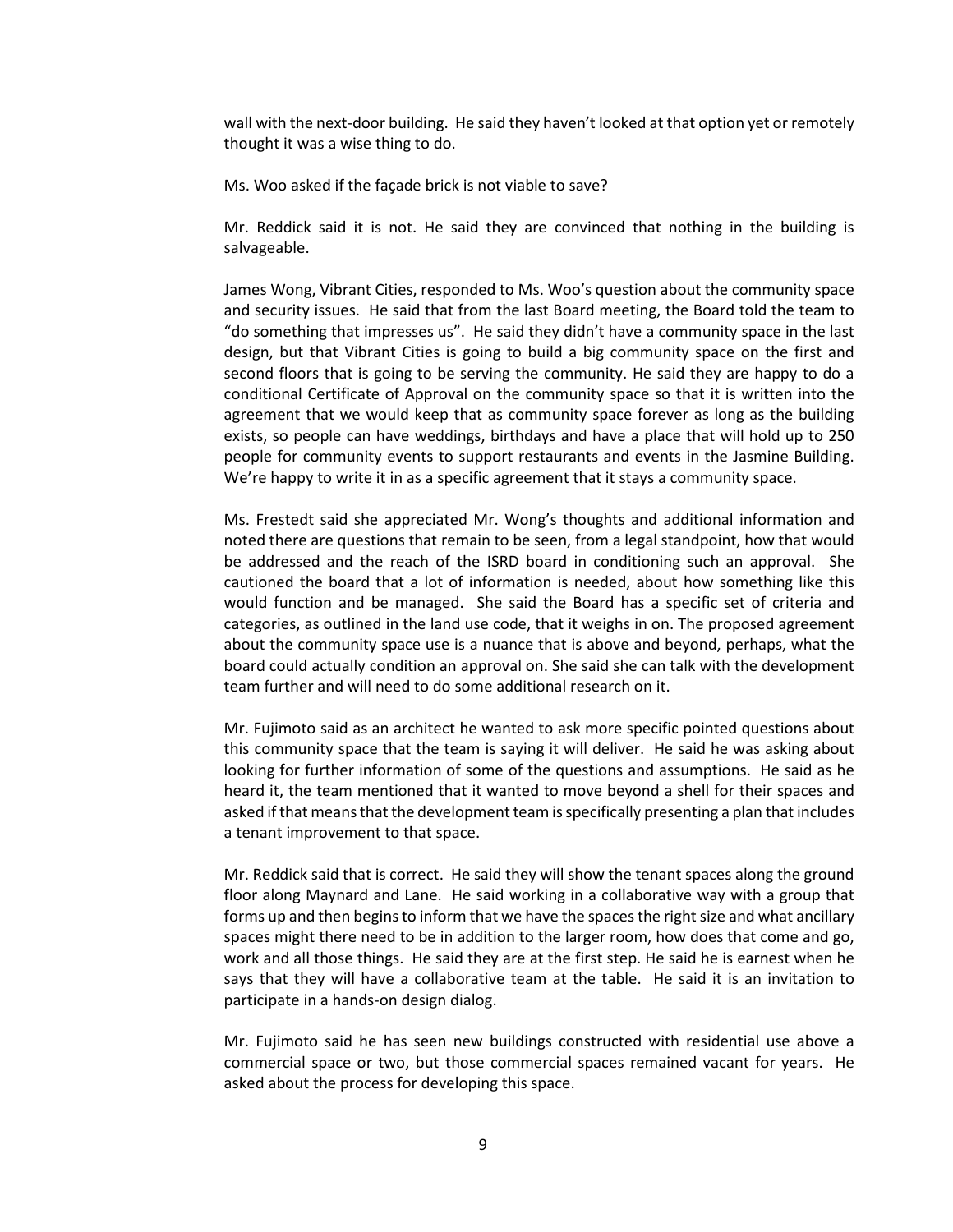wall with the next-door building. He said they haven't looked at that option yet or remotely thought it was a wise thing to do.

Ms. Woo asked if the façade brick is not viable to save?

Mr. Reddick said it is not. He said they are convinced that nothing in the building is salvageable.

James Wong, Vibrant Cities, responded to Ms. Woo's question about the community space and security issues. He said that from the last Board meeting, the Board told the team to "do something that impresses us". He said they didn't have a community space in the last design, but that Vibrant Cities is going to build a big community space on the first and second floors that is going to be serving the community. He said they are happy to do a conditional Certificate of Approval on the community space so that it is written into the agreement that we would keep that as community space forever as long as the building exists, so people can have weddings, birthdays and have a place that will hold up to 250 people for community events to support restaurants and events in the Jasmine Building. We're happy to write it in as a specific agreement that it stays a community space.

Ms. Frestedt said she appreciated Mr. Wong's thoughts and additional information and noted there are questions that remain to be seen, from a legal standpoint, how that would be addressed and the reach of the ISRD board in conditioning such an approval. She cautioned the board that a lot of information is needed, about how something like this would function and be managed. She said the Board has a specific set of criteria and categories, as outlined in the land use code, that it weighs in on. The proposed agreement about the community space use is a nuance that is above and beyond, perhaps, what the board could actually condition an approval on. She said she can talk with the development team further and will need to do some additional research on it.

Mr. Fujimoto said as an architect he wanted to ask more specific pointed questions about this community space that the team is saying it will deliver. He said he was asking about looking for further information of some of the questions and assumptions. He said as he heard it, the team mentioned that it wanted to move beyond a shell for their spaces and asked if that means that the development team is specifically presenting a plan that includes a tenant improvement to that space.

Mr. Reddick said that is correct. He said they will show the tenant spaces along the ground floor along Maynard and Lane. He said working in a collaborative way with a group that forms up and then begins to inform that we have the spaces the right size and what ancillary spaces might there need to be in addition to the larger room, how does that come and go, work and all those things. He said they are at the first step. He said he is earnest when he says that they will have a collaborative team at the table. He said it is an invitation to participate in a hands-on design dialog.

Mr. Fujimoto said he has seen new buildings constructed with residential use above a commercial space or two, but those commercial spaces remained vacant for years. He asked about the process for developing this space.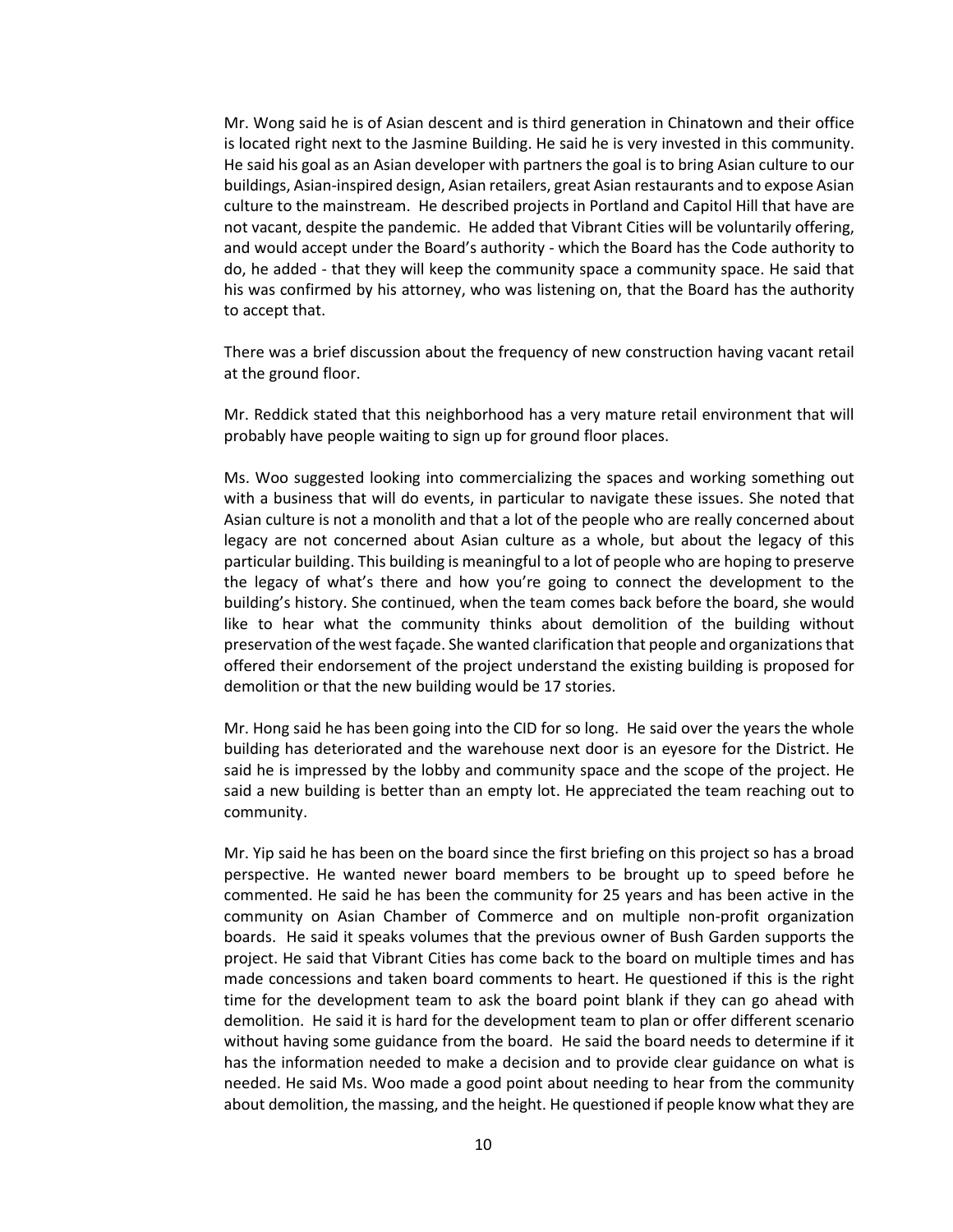Mr. Wong said he is of Asian descent and is third generation in Chinatown and their office is located right next to the Jasmine Building. He said he is very invested in this community. He said his goal as an Asian developer with partners the goal is to bring Asian culture to our buildings, Asian-inspired design, Asian retailers, great Asian restaurants and to expose Asian culture to the mainstream. He described projects in Portland and Capitol Hill that have are not vacant, despite the pandemic. He added that Vibrant Cities will be voluntarily offering, and would accept under the Board's authority - which the Board has the Code authority to do, he added - that they will keep the community space a community space. He said that his was confirmed by his attorney, who was listening on, that the Board has the authority to accept that.

There was a brief discussion about the frequency of new construction having vacant retail at the ground floor.

Mr. Reddick stated that this neighborhood has a very mature retail environment that will probably have people waiting to sign up for ground floor places.

Ms. Woo suggested looking into commercializing the spaces and working something out with a business that will do events, in particular to navigate these issues. She noted that Asian culture is not a monolith and that a lot of the people who are really concerned about legacy are not concerned about Asian culture as a whole, but about the legacy of this particular building. This building is meaningful to a lot of people who are hoping to preserve the legacy of what's there and how you're going to connect the development to the building's history. She continued, when the team comes back before the board, she would like to hear what the community thinks about demolition of the building without preservation of the west façade. She wanted clarification that people and organizations that offered their endorsement of the project understand the existing building is proposed for demolition or that the new building would be 17 stories.

Mr. Hong said he has been going into the CID for so long. He said over the years the whole building has deteriorated and the warehouse next door is an eyesore for the District. He said he is impressed by the lobby and community space and the scope of the project. He said a new building is better than an empty lot. He appreciated the team reaching out to community.

Mr. Yip said he has been on the board since the first briefing on this project so has a broad perspective. He wanted newer board members to be brought up to speed before he commented. He said he has been the community for 25 years and has been active in the community on Asian Chamber of Commerce and on multiple non-profit organization boards. He said it speaks volumes that the previous owner of Bush Garden supports the project. He said that Vibrant Cities has come back to the board on multiple times and has made concessions and taken board comments to heart. He questioned if this is the right time for the development team to ask the board point blank if they can go ahead with demolition. He said it is hard for the development team to plan or offer different scenario without having some guidance from the board. He said the board needs to determine if it has the information needed to make a decision and to provide clear guidance on what is needed. He said Ms. Woo made a good point about needing to hear from the community about demolition, the massing, and the height. He questioned if people know what they are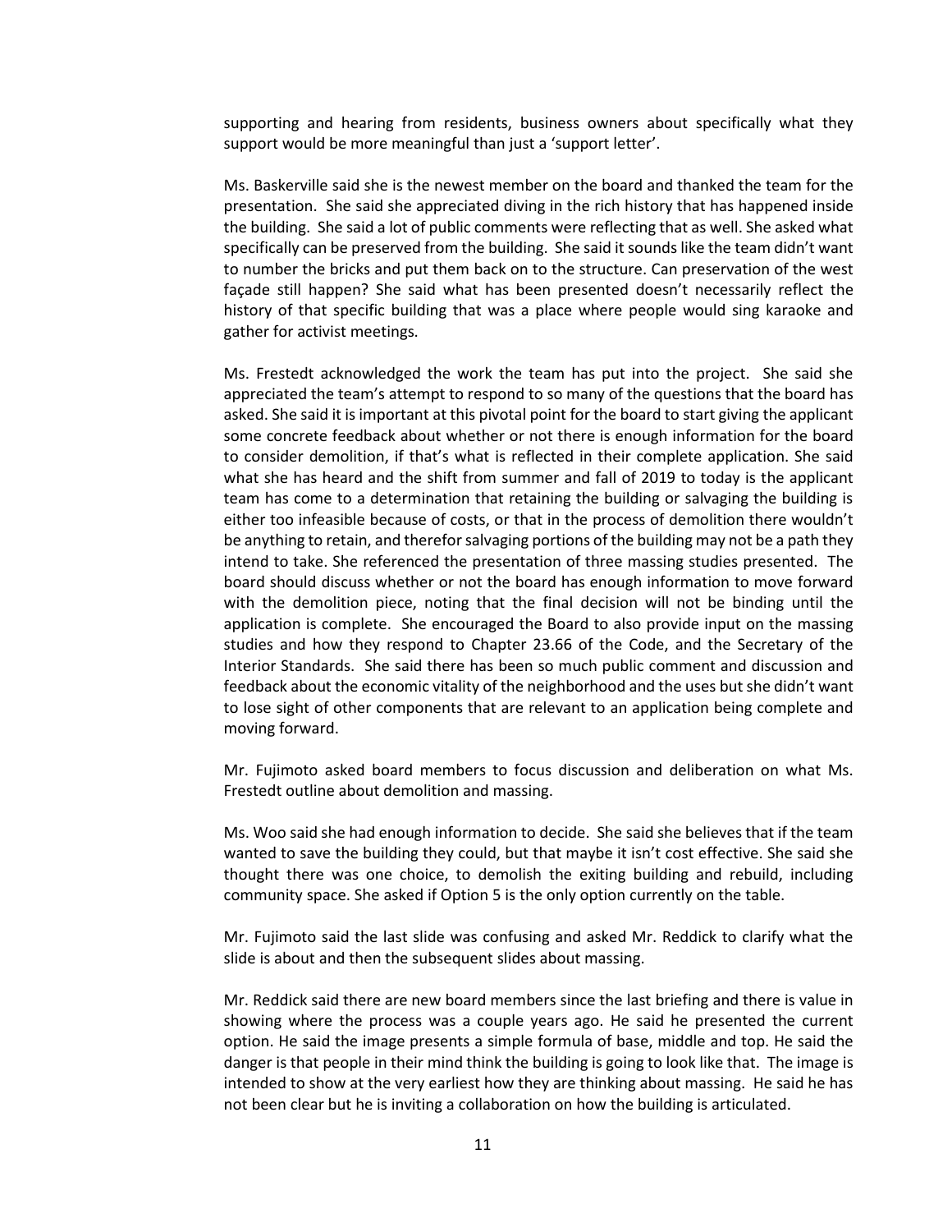supporting and hearing from residents, business owners about specifically what they support would be more meaningful than just a 'support letter'.

Ms. Baskerville said she is the newest member on the board and thanked the team for the presentation. She said she appreciated diving in the rich history that has happened inside the building. She said a lot of public comments were reflecting that as well. She asked what specifically can be preserved from the building. She said it sounds like the team didn't want to number the bricks and put them back on to the structure. Can preservation of the west façade still happen? She said what has been presented doesn't necessarily reflect the history of that specific building that was a place where people would sing karaoke and gather for activist meetings.

Ms. Frestedt acknowledged the work the team has put into the project. She said she appreciated the team's attempt to respond to so many of the questions that the board has asked. She said it is important at this pivotal point for the board to start giving the applicant some concrete feedback about whether or not there is enough information for the board to consider demolition, if that's what is reflected in their complete application. She said what she has heard and the shift from summer and fall of 2019 to today is the applicant team has come to a determination that retaining the building or salvaging the building is either too infeasible because of costs, or that in the process of demolition there wouldn't be anything to retain, and therefor salvaging portions of the building may not be a path they intend to take. She referenced the presentation of three massing studies presented. The board should discuss whether or not the board has enough information to move forward with the demolition piece, noting that the final decision will not be binding until the application is complete. She encouraged the Board to also provide input on the massing studies and how they respond to Chapter 23.66 of the Code, and the Secretary of the Interior Standards. She said there has been so much public comment and discussion and feedback about the economic vitality of the neighborhood and the uses but she didn't want to lose sight of other components that are relevant to an application being complete and moving forward.

Mr. Fujimoto asked board members to focus discussion and deliberation on what Ms. Frestedt outline about demolition and massing.

Ms. Woo said she had enough information to decide. She said she believes that if the team wanted to save the building they could, but that maybe it isn't cost effective. She said she thought there was one choice, to demolish the exiting building and rebuild, including community space. She asked if Option 5 is the only option currently on the table.

Mr. Fujimoto said the last slide was confusing and asked Mr. Reddick to clarify what the slide is about and then the subsequent slides about massing.

Mr. Reddick said there are new board members since the last briefing and there is value in showing where the process was a couple years ago. He said he presented the current option. He said the image presents a simple formula of base, middle and top. He said the danger is that people in their mind think the building is going to look like that. The image is intended to show at the very earliest how they are thinking about massing. He said he has not been clear but he is inviting a collaboration on how the building is articulated.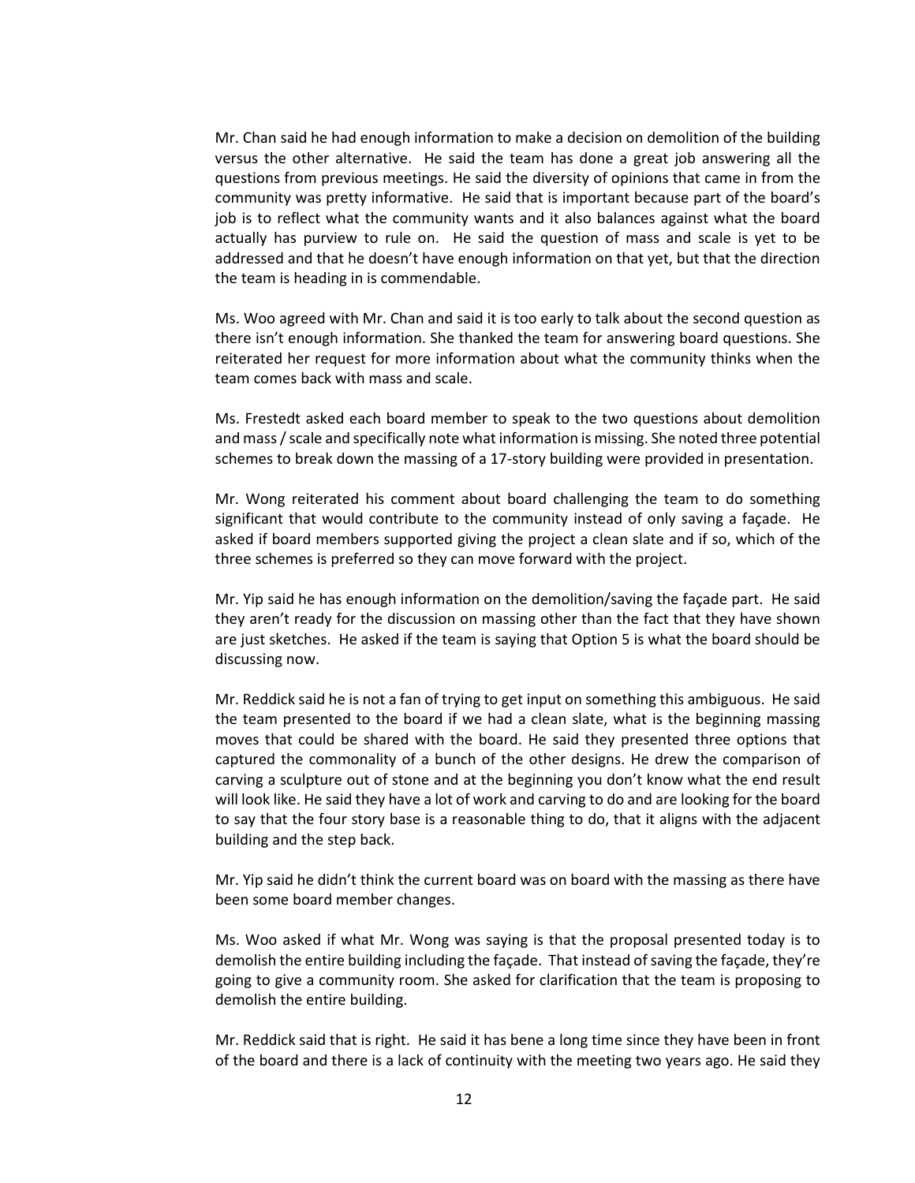Mr. Chan said he had enough information to make a decision on demolition of the building versus the other alternative. He said the team has done a great job answering all the questions from previous meetings. He said the diversity of opinions that came in from the community was pretty informative. He said that is important because part of the board's job is to reflect what the community wants and it also balances against what the board actually has purview to rule on. He said the question of mass and scale is yet to be addressed and that he doesn't have enough information on that yet, but that the direction the team is heading in is commendable.

Ms. Woo agreed with Mr. Chan and said it is too early to talk about the second question as there isn't enough information. She thanked the team for answering board questions. She reiterated her request for more information about what the community thinks when the team comes back with mass and scale.

Ms. Frestedt asked each board member to speak to the two questions about demolition and mass / scale and specifically note what information is missing. She noted three potential schemes to break down the massing of a 17-story building were provided in presentation.

Mr. Wong reiterated his comment about board challenging the team to do something significant that would contribute to the community instead of only saving a façade. He asked if board members supported giving the project a clean slate and if so, which of the three schemes is preferred so they can move forward with the project.

Mr. Yip said he has enough information on the demolition/saving the façade part. He said they aren't ready for the discussion on massing other than the fact that they have shown are just sketches. He asked if the team is saying that Option 5 is what the board should be discussing now.

Mr. Reddick said he is not a fan of trying to get input on something this ambiguous. He said the team presented to the board if we had a clean slate, what is the beginning massing moves that could be shared with the board. He said they presented three options that captured the commonality of a bunch of the other designs. He drew the comparison of carving a sculpture out of stone and at the beginning you don't know what the end result will look like. He said they have a lot of work and carving to do and are looking for the board to say that the four story base is a reasonable thing to do, that it aligns with the adjacent building and the step back.

Mr. Yip said he didn't think the current board was on board with the massing as there have been some board member changes.

Ms. Woo asked if what Mr. Wong was saying is that the proposal presented today is to demolish the entire building including the façade. That instead of saving the façade, they're going to give a community room. She asked for clarification that the team is proposing to demolish the entire building.

Mr. Reddick said that is right. He said it has bene a long time since they have been in front of the board and there is a lack of continuity with the meeting two years ago. He said they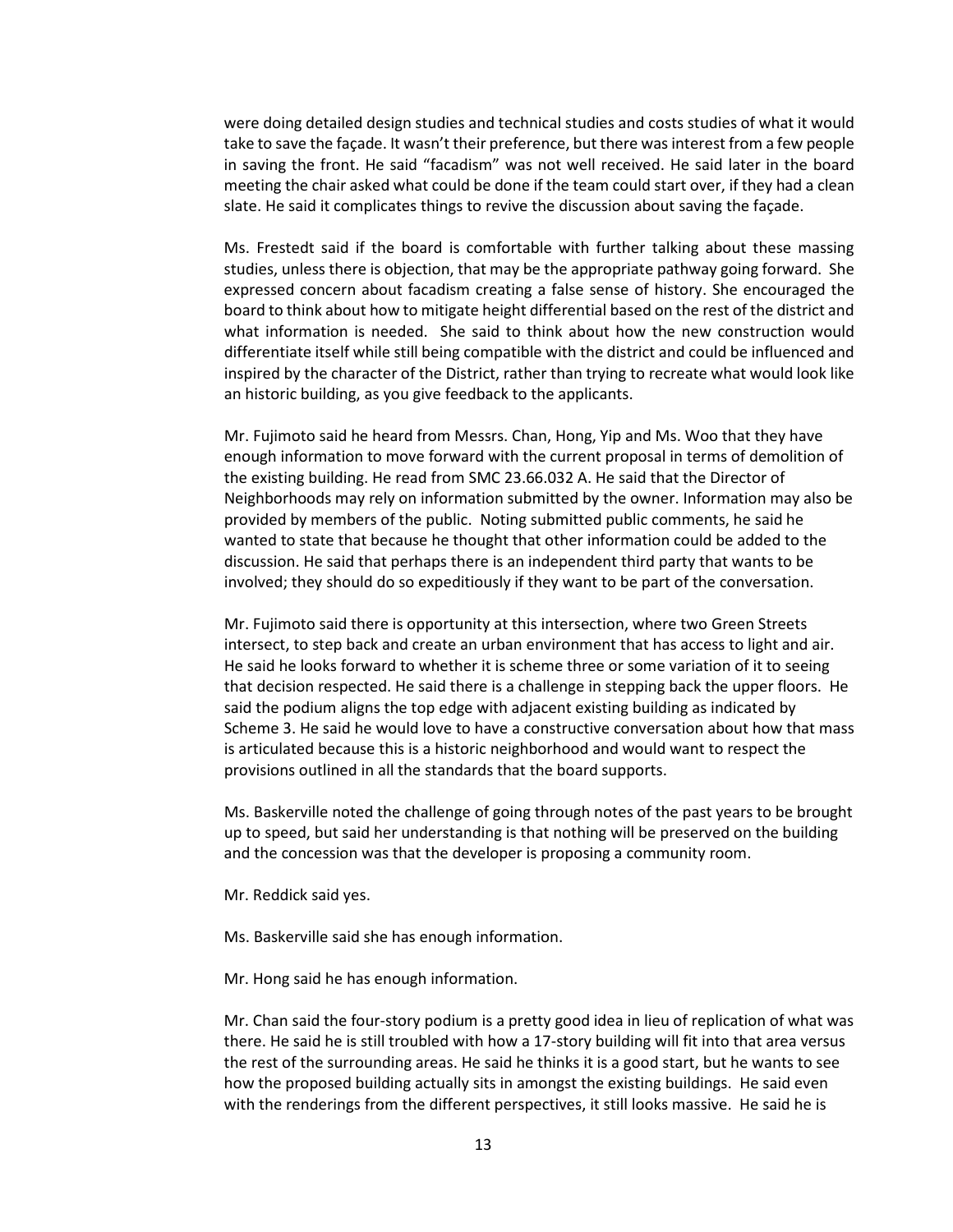were doing detailed design studies and technical studies and costs studies of what it would take to save the façade. It wasn't their preference, but there was interest from a few people in saving the front. He said "facadism" was not well received. He said later in the board meeting the chair asked what could be done if the team could start over, if they had a clean slate. He said it complicates things to revive the discussion about saving the façade.

Ms. Frestedt said if the board is comfortable with further talking about these massing studies, unless there is objection, that may be the appropriate pathway going forward. She expressed concern about facadism creating a false sense of history. She encouraged the board to think about how to mitigate height differential based on the rest of the district and what information is needed. She said to think about how the new construction would differentiate itself while still being compatible with the district and could be influenced and inspired by the character of the District, rather than trying to recreate what would look like an historic building, as you give feedback to the applicants.

Mr. Fujimoto said he heard from Messrs. Chan, Hong, Yip and Ms. Woo that they have enough information to move forward with the current proposal in terms of demolition of the existing building. He read from SMC 23.66.032 A. He said that the Director of Neighborhoods may rely on information submitted by the owner. Information may also be provided by members of the public. Noting submitted public comments, he said he wanted to state that because he thought that other information could be added to the discussion. He said that perhaps there is an independent third party that wants to be involved; they should do so expeditiously if they want to be part of the conversation.

Mr. Fujimoto said there is opportunity at this intersection, where two Green Streets intersect, to step back and create an urban environment that has access to light and air. He said he looks forward to whether it is scheme three or some variation of it to seeing that decision respected. He said there is a challenge in stepping back the upper floors. He said the podium aligns the top edge with adjacent existing building as indicated by Scheme 3. He said he would love to have a constructive conversation about how that mass is articulated because this is a historic neighborhood and would want to respect the provisions outlined in all the standards that the board supports.

Ms. Baskerville noted the challenge of going through notes of the past years to be brought up to speed, but said her understanding is that nothing will be preserved on the building and the concession was that the developer is proposing a community room.

Mr. Reddick said yes.

Ms. Baskerville said she has enough information.

Mr. Hong said he has enough information.

Mr. Chan said the four-story podium is a pretty good idea in lieu of replication of what was there. He said he is still troubled with how a 17-story building will fit into that area versus the rest of the surrounding areas. He said he thinks it is a good start, but he wants to see how the proposed building actually sits in amongst the existing buildings. He said even with the renderings from the different perspectives, it still looks massive. He said he is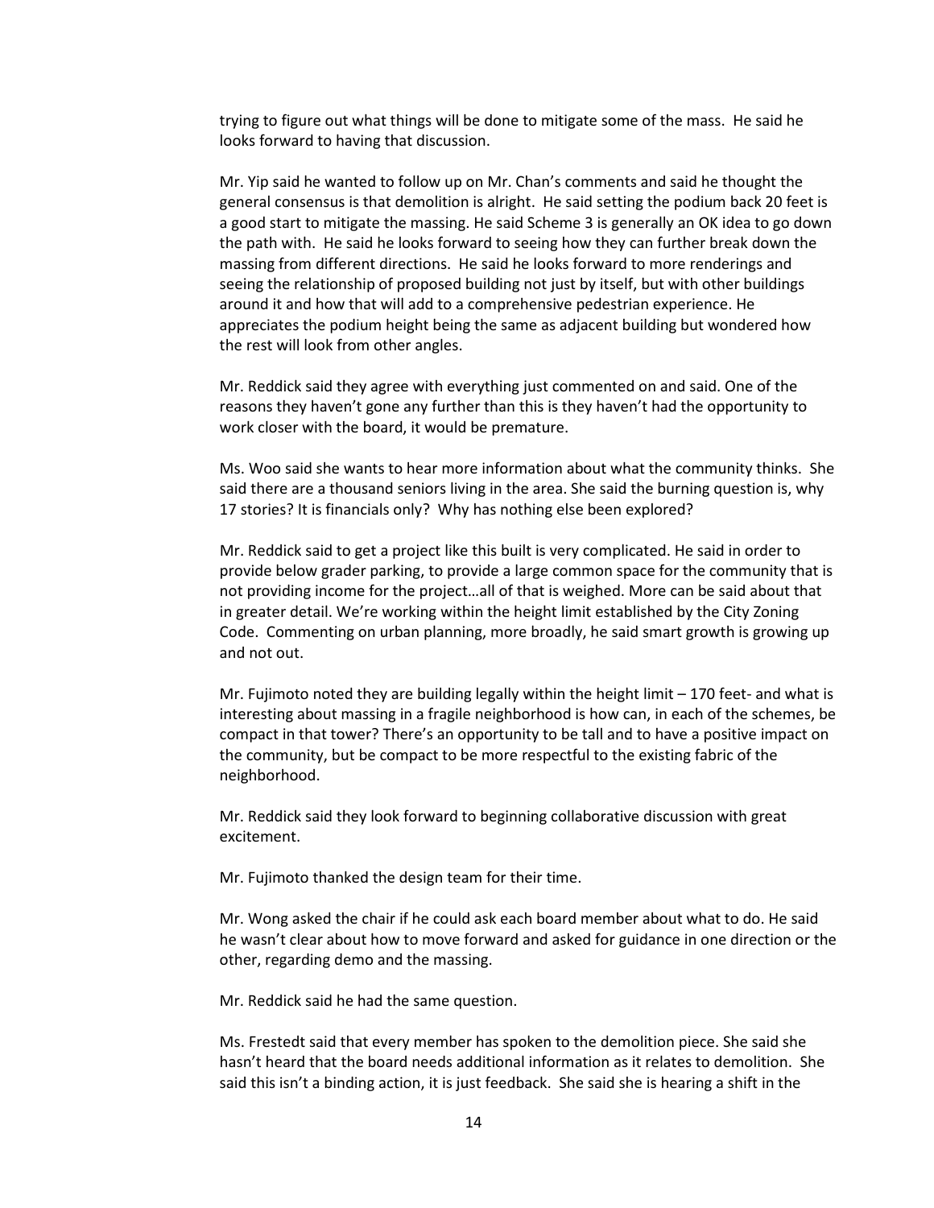trying to figure out what things will be done to mitigate some of the mass. He said he looks forward to having that discussion.

Mr. Yip said he wanted to follow up on Mr. Chan's comments and said he thought the general consensus is that demolition is alright. He said setting the podium back 20 feet is a good start to mitigate the massing. He said Scheme 3 is generally an OK idea to go down the path with. He said he looks forward to seeing how they can further break down the massing from different directions. He said he looks forward to more renderings and seeing the relationship of proposed building not just by itself, but with other buildings around it and how that will add to a comprehensive pedestrian experience. He appreciates the podium height being the same as adjacent building but wondered how the rest will look from other angles.

Mr. Reddick said they agree with everything just commented on and said. One of the reasons they haven't gone any further than this is they haven't had the opportunity to work closer with the board, it would be premature.

Ms. Woo said she wants to hear more information about what the community thinks. She said there are a thousand seniors living in the area. She said the burning question is, why 17 stories? It is financials only? Why has nothing else been explored?

Mr. Reddick said to get a project like this built is very complicated. He said in order to provide below grader parking, to provide a large common space for the community that is not providing income for the project…all of that is weighed. More can be said about that in greater detail. We're working within the height limit established by the City Zoning Code. Commenting on urban planning, more broadly, he said smart growth is growing up and not out.

Mr. Fujimoto noted they are building legally within the height limit – 170 feet- and what is interesting about massing in a fragile neighborhood is how can, in each of the schemes, be compact in that tower? There's an opportunity to be tall and to have a positive impact on the community, but be compact to be more respectful to the existing fabric of the neighborhood.

Mr. Reddick said they look forward to beginning collaborative discussion with great excitement.

Mr. Fujimoto thanked the design team for their time.

Mr. Wong asked the chair if he could ask each board member about what to do. He said he wasn't clear about how to move forward and asked for guidance in one direction or the other, regarding demo and the massing.

Mr. Reddick said he had the same question.

Ms. Frestedt said that every member has spoken to the demolition piece. She said she hasn't heard that the board needs additional information as it relates to demolition. She said this isn't a binding action, it is just feedback. She said she is hearing a shift in the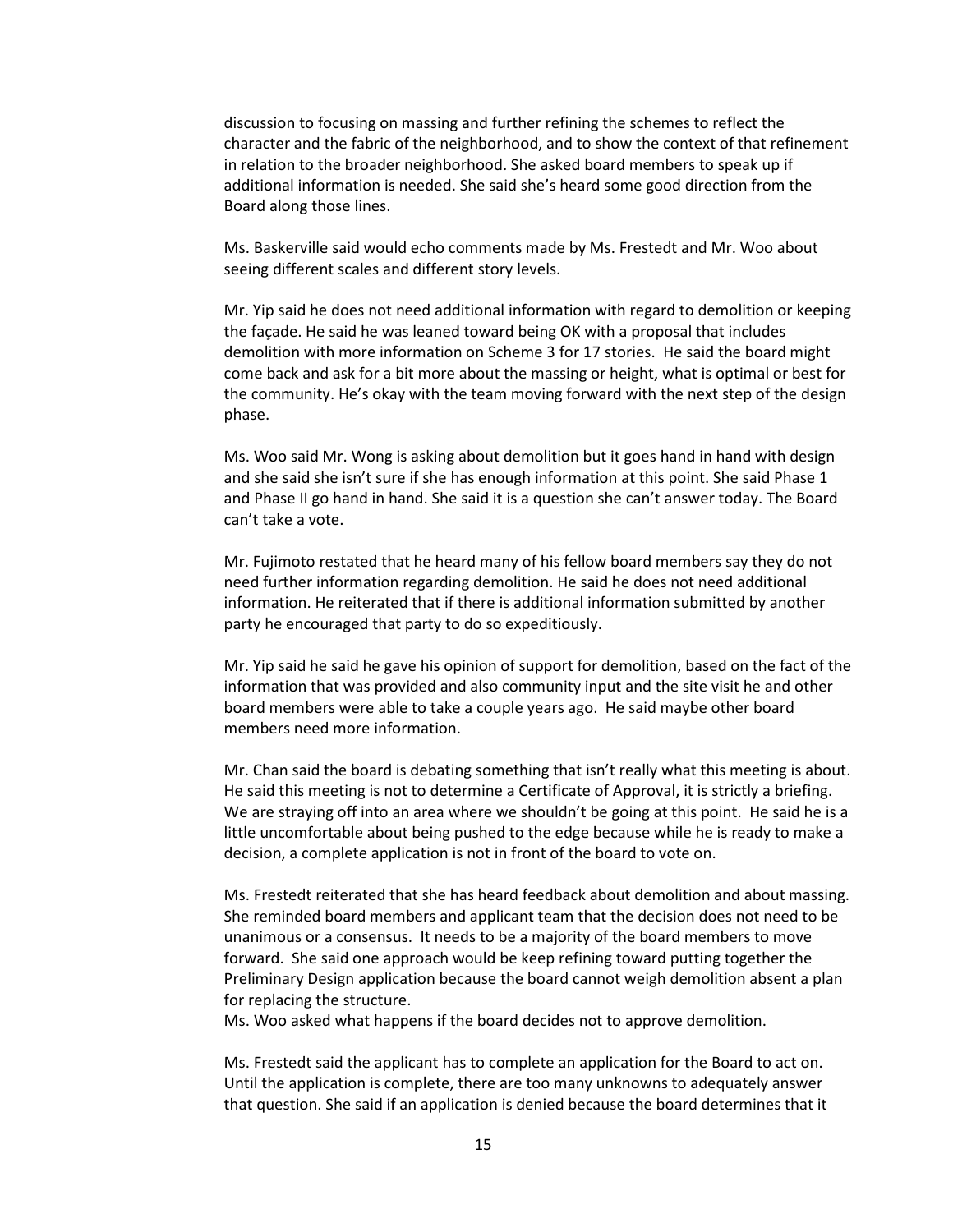discussion to focusing on massing and further refining the schemes to reflect the character and the fabric of the neighborhood, and to show the context of that refinement in relation to the broader neighborhood. She asked board members to speak up if additional information is needed. She said she's heard some good direction from the Board along those lines.

Ms. Baskerville said would echo comments made by Ms. Frestedt and Mr. Woo about seeing different scales and different story levels.

Mr. Yip said he does not need additional information with regard to demolition or keeping the façade. He said he was leaned toward being OK with a proposal that includes demolition with more information on Scheme 3 for 17 stories. He said the board might come back and ask for a bit more about the massing or height, what is optimal or best for the community. He's okay with the team moving forward with the next step of the design phase.

Ms. Woo said Mr. Wong is asking about demolition but it goes hand in hand with design and she said she isn't sure if she has enough information at this point. She said Phase 1 and Phase II go hand in hand. She said it is a question she can't answer today. The Board can't take a vote.

Mr. Fujimoto restated that he heard many of his fellow board members say they do not need further information regarding demolition. He said he does not need additional information. He reiterated that if there is additional information submitted by another party he encouraged that party to do so expeditiously.

Mr. Yip said he said he gave his opinion of support for demolition, based on the fact of the information that was provided and also community input and the site visit he and other board members were able to take a couple years ago. He said maybe other board members need more information.

Mr. Chan said the board is debating something that isn't really what this meeting is about. He said this meeting is not to determine a Certificate of Approval, it is strictly a briefing. We are straying off into an area where we shouldn't be going at this point. He said he is a little uncomfortable about being pushed to the edge because while he is ready to make a decision, a complete application is not in front of the board to vote on.

Ms. Frestedt reiterated that she has heard feedback about demolition and about massing. She reminded board members and applicant team that the decision does not need to be unanimous or a consensus. It needs to be a majority of the board members to move forward. She said one approach would be keep refining toward putting together the Preliminary Design application because the board cannot weigh demolition absent a plan for replacing the structure.
Ms. Woo asked what happens if the board decides not to approve demolition.

Ms. Frestedt said the applicant has to complete an application for the Board to act on. Until the application is complete, there are too many unknowns to adequately answer that question. She said if an application is denied because the board determines that it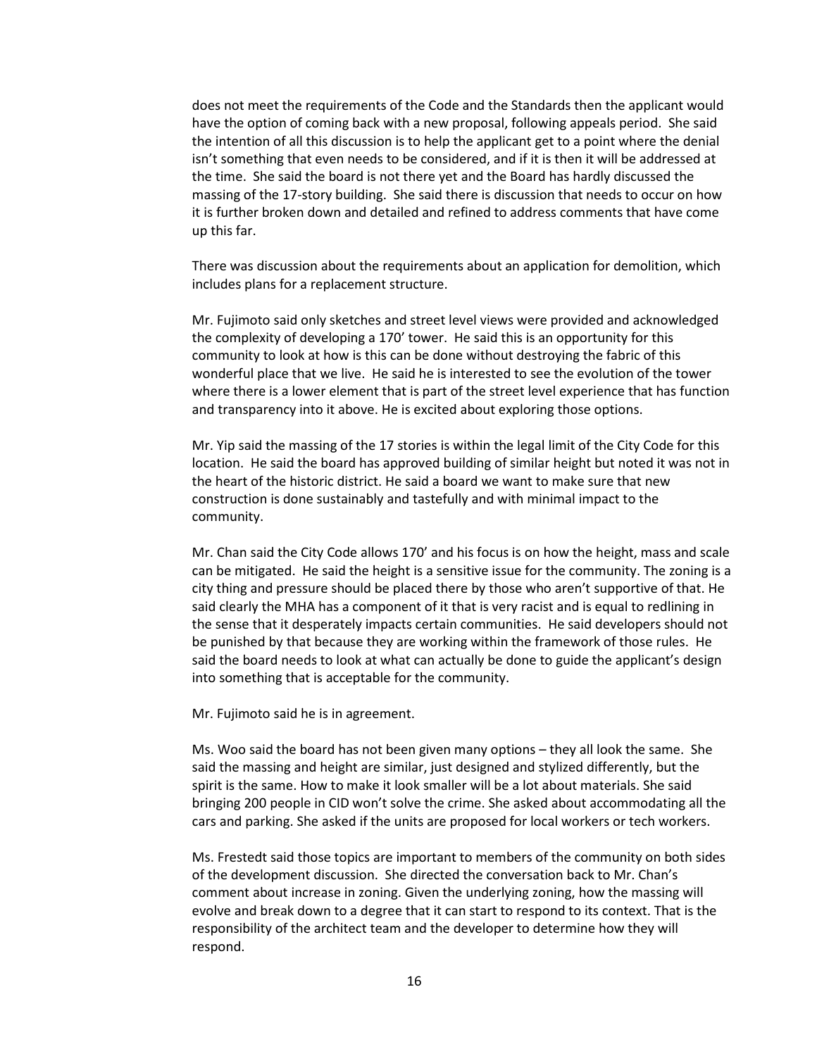does not meet the requirements of the Code and the Standards then the applicant would have the option of coming back with a new proposal, following appeals period. She said the intention of all this discussion is to help the applicant get to a point where the denial isn't something that even needs to be considered, and if it is then it will be addressed at the time. She said the board is not there yet and the Board has hardly discussed the massing of the 17-story building. She said there is discussion that needs to occur on how it is further broken down and detailed and refined to address comments that have come up this far.

There was discussion about the requirements about an application for demolition, which includes plans for a replacement structure.

Mr. Fujimoto said only sketches and street level views were provided and acknowledged the complexity of developing a 170' tower. He said this is an opportunity for this community to look at how is this can be done without destroying the fabric of this wonderful place that we live. He said he is interested to see the evolution of the tower where there is a lower element that is part of the street level experience that has function and transparency into it above. He is excited about exploring those options.

Mr. Yip said the massing of the 17 stories is within the legal limit of the City Code for this location. He said the board has approved building of similar height but noted it was not in the heart of the historic district. He said a board we want to make sure that new construction is done sustainably and tastefully and with minimal impact to the community.

Mr. Chan said the City Code allows 170' and his focus is on how the height, mass and scale can be mitigated. He said the height is a sensitive issue for the community. The zoning is a city thing and pressure should be placed there by those who aren't supportive of that. He said clearly the MHA has a component of it that is very racist and is equal to redlining in the sense that it desperately impacts certain communities. He said developers should not be punished by that because they are working within the framework of those rules. He said the board needs to look at what can actually be done to guide the applicant's design into something that is acceptable for the community.

Mr. Fujimoto said he is in agreement.

Ms. Woo said the board has not been given many options – they all look the same. She said the massing and height are similar, just designed and stylized differently, but the spirit is the same. How to make it look smaller will be a lot about materials. She said bringing 200 people in CID won't solve the crime. She asked about accommodating all the cars and parking. She asked if the units are proposed for local workers or tech workers.

Ms. Frestedt said those topics are important to members of the community on both sides of the development discussion. She directed the conversation back to Mr. Chan's comment about increase in zoning. Given the underlying zoning, how the massing will evolve and break down to a degree that it can start to respond to its context. That is the responsibility of the architect team and the developer to determine how they will respond.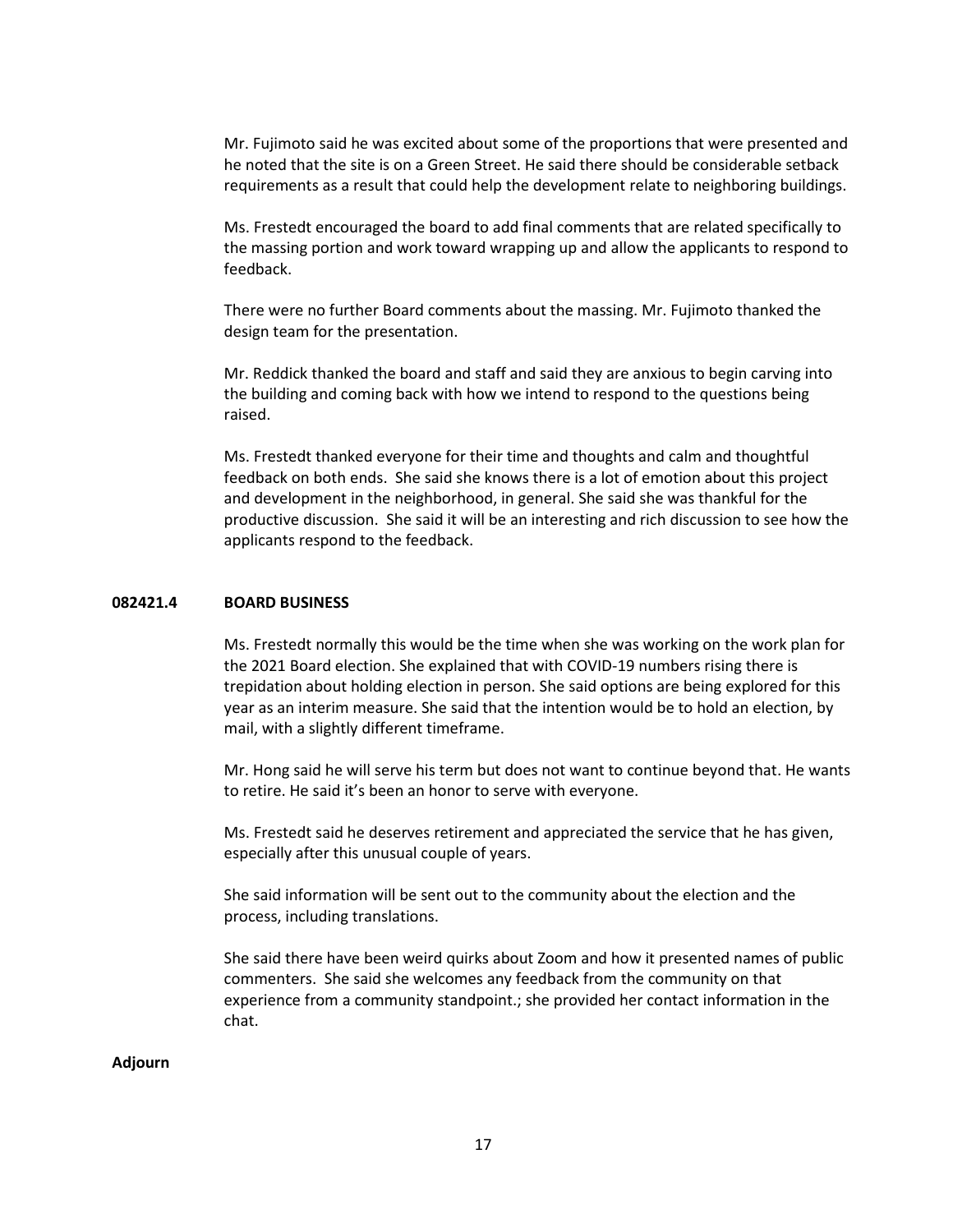Mr. Fujimoto said he was excited about some of the proportions that were presented and he noted that the site is on a Green Street. He said there should be considerable setback requirements as a result that could help the development relate to neighboring buildings.

Ms. Frestedt encouraged the board to add final comments that are related specifically to the massing portion and work toward wrapping up and allow the applicants to respond to feedback.

There were no further Board comments about the massing. Mr. Fujimoto thanked the design team for the presentation.

Mr. Reddick thanked the board and staff and said they are anxious to begin carving into the building and coming back with how we intend to respond to the questions being raised.

Ms. Frestedt thanked everyone for their time and thoughts and calm and thoughtful feedback on both ends. She said she knows there is a lot of emotion about this project and development in the neighborhood, in general. She said she was thankful for the productive discussion. She said it will be an interesting and rich discussion to see how the applicants respond to the feedback.

**082421.4 BOARD BUSINESS**

Ms. Frestedt normally this would be the time when she was working on the work plan for the 2021 Board election. She explained that with COVID-19 numbers rising there is trepidation about holding election in person. She said options are being explored for this year as an interim measure. She said that the intention would be to hold an election, by mail, with a slightly different timeframe.

Mr. Hong said he will serve his term but does not want to continue beyond that. He wants to retire. He said it's been an honor to serve with everyone.

Ms. Frestedt said he deserves retirement and appreciated the service that he has given, especially after this unusual couple of years.

She said information will be sent out to the community about the election and the process, including translations.

She said there have been weird quirks about Zoom and how it presented names of public commenters. She said she welcomes any feedback from the community on that experience from a community standpoint.; she provided her contact information in the chat.

**Adjourn**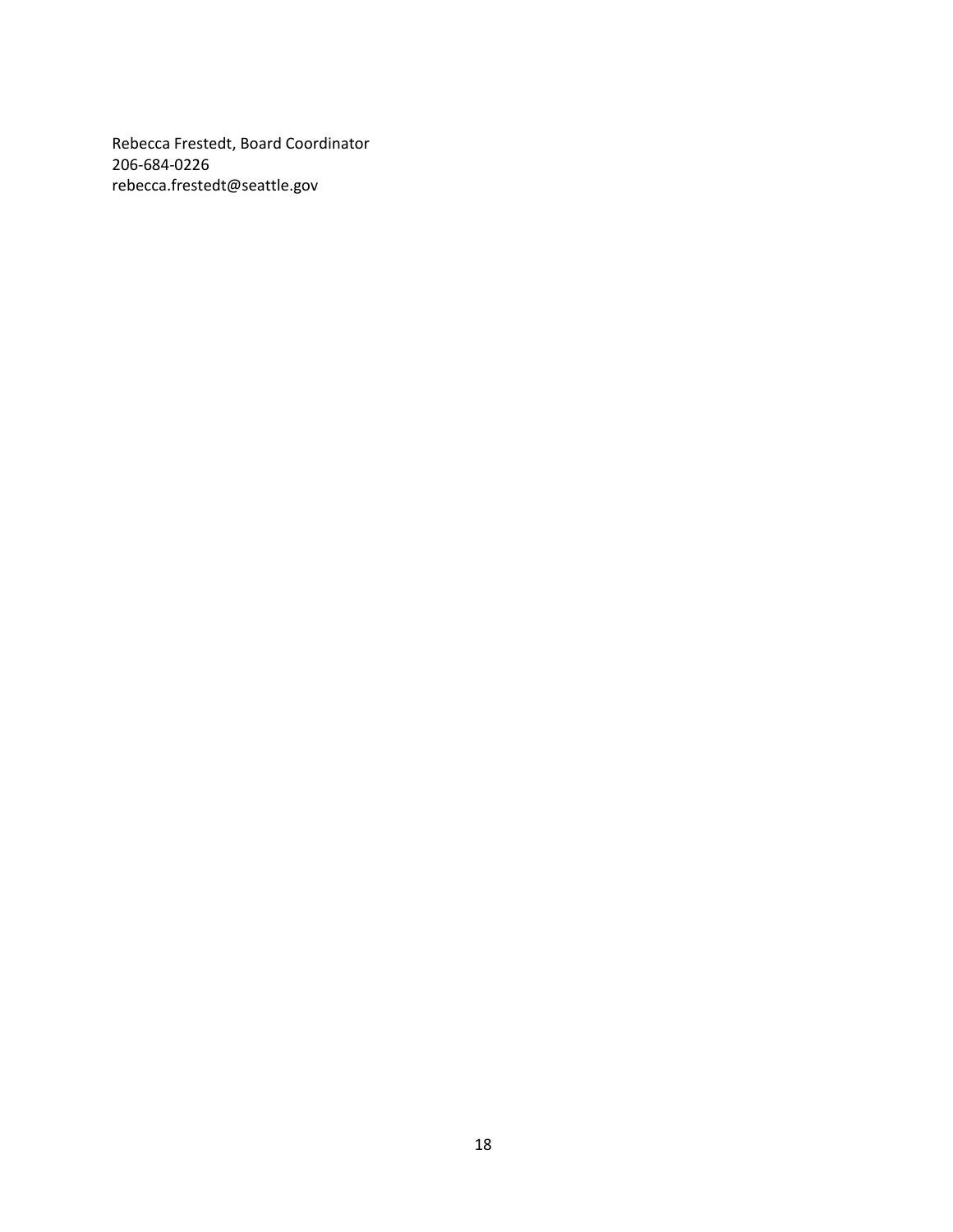Rebecca Frestedt, Board Coordinator
206-684-0226
rebecca.frestedt@seattle.gov